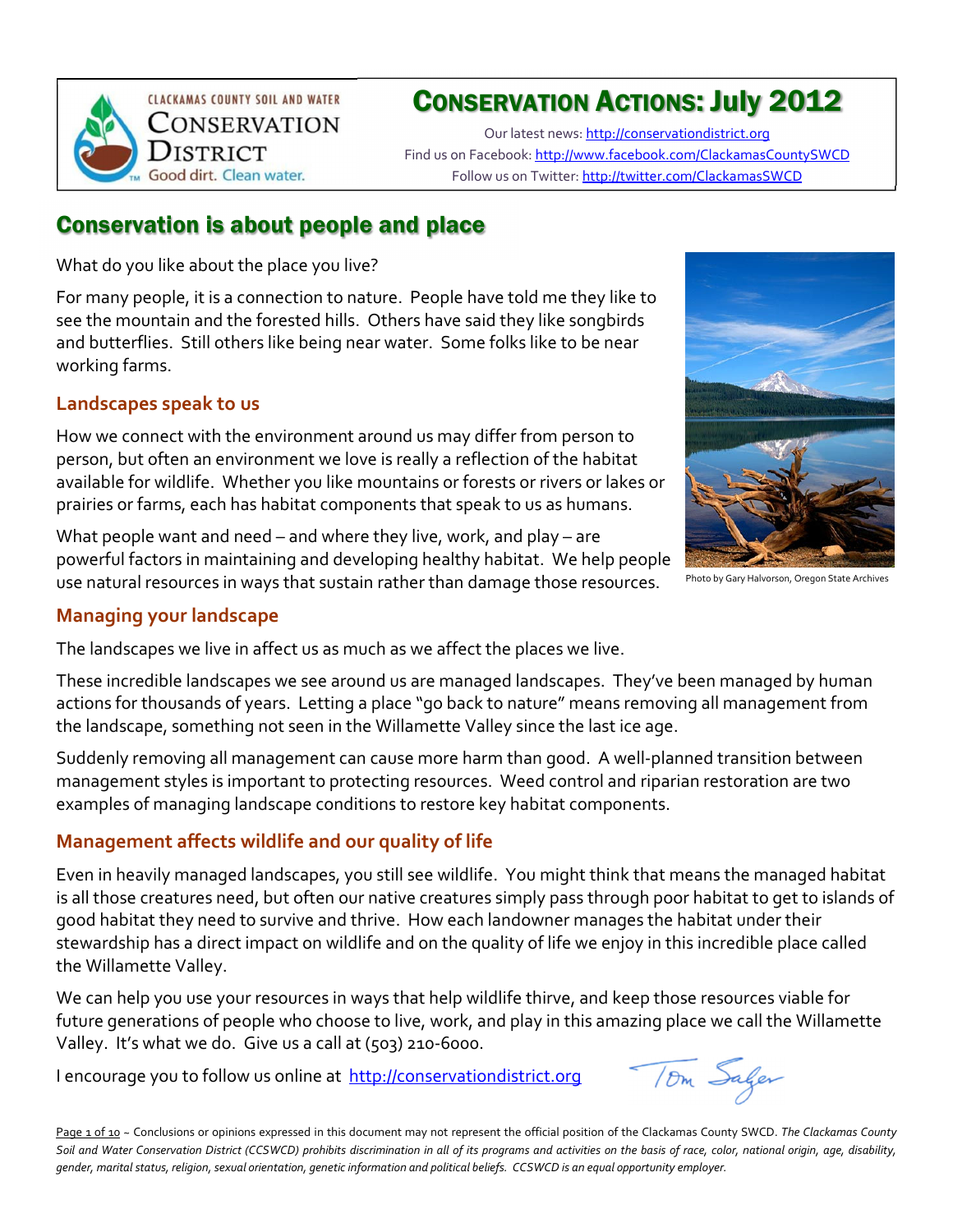# CONSERVATION ACTIONS: July 2012

Our latest news: http://conservationdistrict.org
Find us on Facebook: http://www.facebook.com/ClackamasCountySWCD
Follow us on Twitter: http://twitter.com/ClackamasSWCD

## Conservation is about people and place

What do you like about the place you live?

For many people, it is a connection to nature. People have told me they like to see the mountain and the forested hills. Others have said they like songbirds and butterflies. Still others like being near water. Some folks like to be near working farms.

### Landscapes speak to us

How we connect with the environment around us may differ from person to person, but often an environment we love is really a reflection of the habitat available for wildlife. Whether you like mountains or forests or rivers or lakes or prairies or farms, each has habitat components that speak to us as humans.

What people want and need – and where they live, work, and play – are powerful factors in maintaining and developing healthy habitat. We help people use natural resources in ways that sustain rather than damage those resources.

Photo by Gary Halvorson, Oregon State Archives

### Managing your landscape

The landscapes we live in affect us as much as we affect the places we live.

These incredible landscapes we see around us are managed landscapes. They've been managed by human actions for thousands of years. Letting a place "go back to nature" means removing all management from the landscape, something not seen in the Willamette Valley since the last ice age.

Suddenly removing all management can cause more harm than good. A well-planned transition between management styles is important to protecting resources. Weed control and riparian restoration are two examples of managing landscape conditions to restore key habitat components.

### Management affects wildlife and our quality of life

Even in heavily managed landscapes, you still see wildlife. You might think that means the managed habitat is all those creatures need, but often our native creatures simply pass through poor habitat to get to islands of good habitat they need to survive and thrive. How each landowner manages the habitat under their stewardship has a direct impact on wildlife and on the quality of life we enjoy in this incredible place called the Willamette Valley.

We can help you use your resources in ways that help wildlife thirve, and keep those resources viable for future generations of people who choose to live, work, and play in this amazing place we call the Willamette Valley. It's what we do. Give us a call at (503) 210-6000.

I encourage you to follow us online at http://conservationdistrict.org

Tom Salzer

Conclusions or opinions expressed in this document may not represent the official position of the Clackamas County SWCD. *The Clackamas County Soil and Water Conservation District (CCSWCD) prohibits discrimination in all of its programs and activities on the basis of race, color, national origin, age, disability, gender, marital status, religion, sexual orientation, genetic information and political beliefs. CCSWCD is an equal opportunity employer.*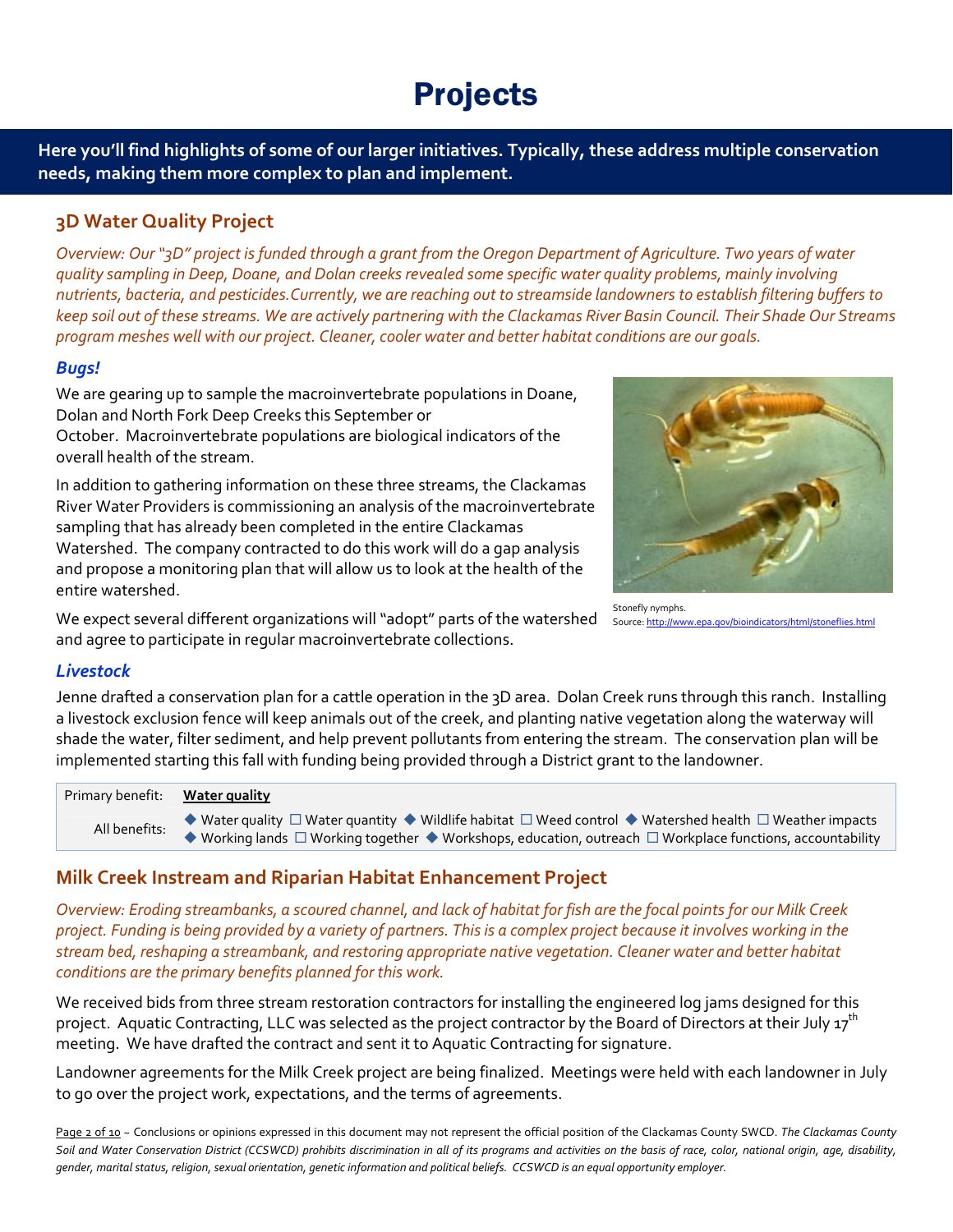# Projects

**Here you'll find highlights of some of our larger initiatives. Typically, these address multiple conservation needs, making them more complex to plan and implement.**

## 3D Water Quality Project

*Overview: Our "3D" project is funded through a grant from the Oregon Department of Agriculture. Two years of water quality sampling in Deep, Doane, and Dolan creeks revealed some specific water quality problems, mainly involving nutrients, bacteria, and pesticides.Currently, we are reaching out to streamside landowners to establish filtering buffers to keep soil out of these streams. We are actively partnering with the Clackamas River Basin Council. Their Shade Our Streams program meshes well with our project. Cleaner, cooler water and better habitat conditions are our goals.*

### *Bugs!*

We are gearing up to sample the macroinvertebrate populations in Doane, Dolan and North Fork Deep Creeks this September or October. Macroinvertebrate populations are biological indicators of the overall health of the stream.

In addition to gathering information on these three streams, the Clackamas River Water Providers is commissioning an analysis of the macroinvertebrate sampling that has already been completed in the entire Clackamas Watershed. The company contracted to do this work will do a gap analysis and propose a monitoring plan that will allow us to look at the health of the entire watershed.

We expect several different organizations will "adopt" parts of the watershed and agree to participate in regular macroinvertebrate collections.

Stonefly nymphs.
Source: http://www.epa.gov/bioindicators/html/stoneflies.html

### *Livestock*

Jenne drafted a conservation plan for a cattle operation in the 3D area. Dolan Creek runs through this ranch. Installing a livestock exclusion fence will keep animals out of the creek, and planting native vegetation along the waterway will shade the water, filter sediment, and help prevent pollutants from entering the stream. The conservation plan will be implemented starting this fall with funding being provided through a District grant to the landowner.

| | |
|---|---|
| Primary benefit: | **Water quality** |
| All benefits: | ◆ Water quality ☐ Water quantity ◆ Wildlife habitat ☐ Weed control ◆ Watershed health ☐ Weather impacts ◆ Working lands ☐ Working together ◆ Workshops, education, outreach ☐ Workplace functions, accountability |

## Milk Creek Instream and Riparian Habitat Enhancement Project

*Overview: Eroding streambanks, a scoured channel, and lack of habitat for fish are the focal points for our Milk Creek project. Funding is being provided by a variety of partners. This is a complex project because it involves working in the stream bed, reshaping a streambank, and restoring appropriate native vegetation. Cleaner water and better habitat conditions are the primary benefits planned for this work.*

We received bids from three stream restoration contractors for installing the engineered log jams designed for this project. Aquatic Contracting, LLC was selected as the project contractor by the Board of Directors at their July 17th meeting. We have drafted the contract and sent it to Aquatic Contracting for signature.

Landowner agreements for the Milk Creek project are being finalized. Meetings were held with each landowner in July to go over the project work, expectations, and the terms of agreements.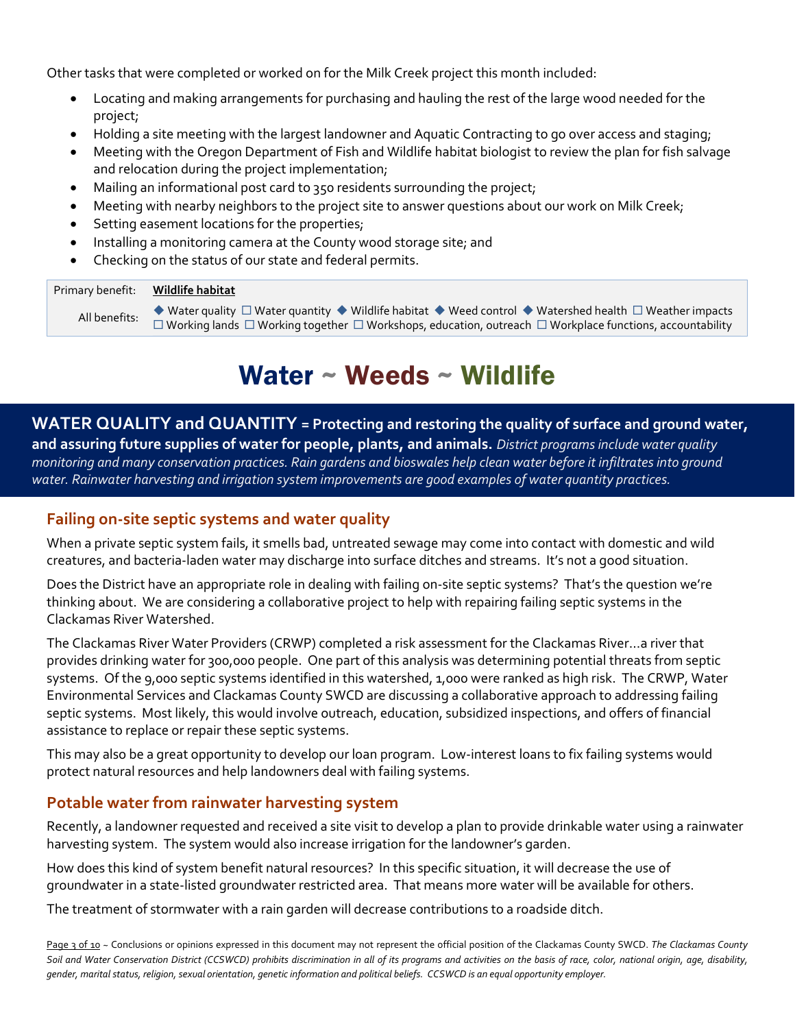Other tasks that were completed or worked on for the Milk Creek project this month included:

- Locating and making arrangements for purchasing and hauling the rest of the large wood needed for the project;
- Holding a site meeting with the largest landowner and Aquatic Contracting to go over access and staging;
- Meeting with the Oregon Department of Fish and Wildlife habitat biologist to review the plan for fish salvage and relocation during the project implementation;
- Mailing an informational post card to 350 residents surrounding the project;
- Meeting with nearby neighbors to the project site to answer questions about our work on Milk Creek;
- Setting easement locations for the properties;
- Installing a monitoring camera at the County wood storage site; and
- Checking on the status of our state and federal permits.

| Primary benefit: | **Wildlife habitat** |
|---|---|
| All benefits: | ◆ Water quality ☐ Water quantity ◆ Wildlife habitat ◆ Weed control ◆ Watershed health ☐ Weather impacts ☐ Working lands ☐ Working together ☐ Workshops, education, outreach ☐ Workplace functions, accountability |

# Water ~ Weeds ~ Wildlife

**WATER QUALITY and QUANTITY = Protecting and restoring the quality of surface and ground water, and assuring future supplies of water for people, plants, and animals.** *District programs include water quality monitoring and many conservation practices. Rain gardens and bioswales help clean water before it infiltrates into ground water. Rainwater harvesting and irrigation system improvements are good examples of water quantity practices.*

## Failing on-site septic systems and water quality

When a private septic system fails, it smells bad, untreated sewage may come into contact with domestic and wild creatures, and bacteria-laden water may discharge into surface ditches and streams. It's not a good situation.

Does the District have an appropriate role in dealing with failing on-site septic systems? That's the question we're thinking about. We are considering a collaborative project to help with repairing failing septic systems in the Clackamas River Watershed.

The Clackamas River Water Providers (CRWP) completed a risk assessment for the Clackamas River…a river that provides drinking water for 300,000 people. One part of this analysis was determining potential threats from septic systems. Of the 9,000 septic systems identified in this watershed, 1,000 were ranked as high risk. The CRWP, Water Environmental Services and Clackamas County SWCD are discussing a collaborative approach to addressing failing septic systems. Most likely, this would involve outreach, education, subsidized inspections, and offers of financial assistance to replace or repair these septic systems.

This may also be a great opportunity to develop our loan program. Low-interest loans to fix failing systems would protect natural resources and help landowners deal with failing systems.

## Potable water from rainwater harvesting system

Recently, a landowner requested and received a site visit to develop a plan to provide drinkable water using a rainwater harvesting system. The system would also increase irrigation for the landowner's garden.

How does this kind of system benefit natural resources? In this specific situation, it will decrease the use of groundwater in a state-listed groundwater restricted area. That means more water will be available for others.

The treatment of stormwater with a rain garden will decrease contributions to a roadside ditch.

Conclusions or opinions expressed in this document may not represent the official position of the Clackamas County SWCD. *The Clackamas County Soil and Water Conservation District (CCSWCD) prohibits discrimination in all of its programs and activities on the basis of race, color, national origin, age, disability, gender, marital status, religion, sexual orientation, genetic information and political beliefs. CCSWCD is an equal opportunity employer.*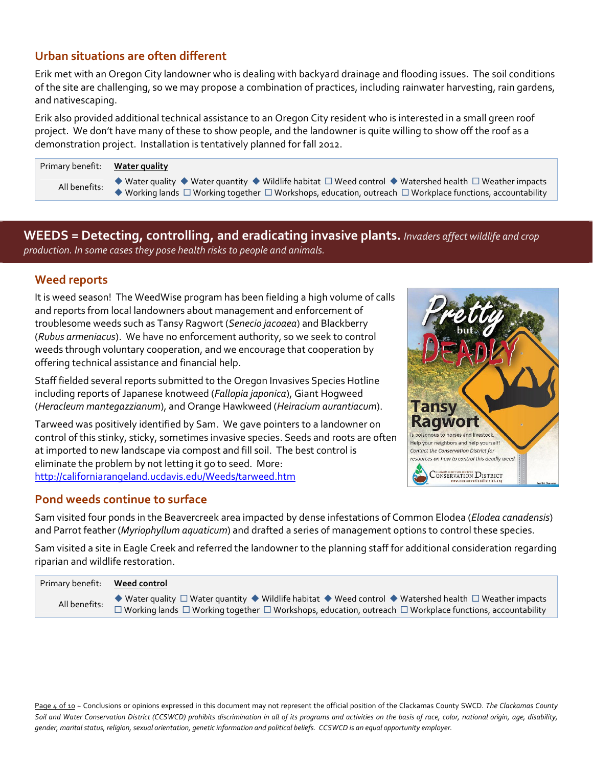## Urban situations are often different

Erik met with an Oregon City landowner who is dealing with backyard drainage and flooding issues. The soil conditions of the site are challenging, so we may propose a combination of practices, including rainwater harvesting, rain gardens, and nativescaping.

Erik also provided additional technical assistance to an Oregon City resident who is interested in a small green roof project. We don't have many of these to show people, and the landowner is quite willing to show off the roof as a demonstration project. Installation is tentatively planned for fall 2012.

| | |
|---|---|
| Primary benefit: | **Water quality** |
| All benefits: | ◆ Water quality ◆ Water quantity ◆ Wildlife habitat ☐ Weed control ◆ Watershed health ☐ Weather impacts ◆ Working lands ☐ Working together ☐ Workshops, education, outreach ☐ Workplace functions, accountability |

# WEEDS = Detecting, controlling, and eradicating invasive plants. *Invaders affect wildlife and crop production. In some cases they pose health risks to people and animals.*

## Weed reports

It is weed season! The WeedWise program has been fielding a high volume of calls and reports from local landowners about management and enforcement of troublesome weeds such as Tansy Ragwort (*Senecio jacoaea*) and Blackberry (*Rubus armeniacus*). We have no enforcement authority, so we seek to control weeds through voluntary cooperation, and we encourage that cooperation by offering technical assistance and financial help.

Staff fielded several reports submitted to the Oregon Invasives Species Hotline including reports of Japanese knotweed (*Fallopia japonica*), Giant Hogweed (*Heracleum mantegazzianum*), and Orange Hawkweed (*Heiracium aurantiacum*).

Tarweed was positively identified by Sam. We gave pointers to a landowner on control of this stinky, sticky, sometimes invasive species. Seeds and roots are often at imported to new landscape via compost and fill soil. The best control is eliminate the problem by not letting it go to seed. More: http://californiarangeland.ucdavis.edu/Weeds/tarweed.htm

Pretty but DEADLY

Tansy Ragwort

Is poisonous to horses and livestock. Help your neighbors and help yourself! Contact the Conservation District for resources on how to control this deadly weed.

Conservation District

## Pond weeds continue to surface

Sam visited four ponds in the Beavercreek area impacted by dense infestations of Common Elodea (*Elodea canadensis*) and Parrot feather (*Myriophyllum aquaticum*) and drafted a series of management options to control these species.

Sam visited a site in Eagle Creek and referred the landowner to the planning staff for additional consideration regarding riparian and wildlife restoration.

| | |
|---|---|
| Primary benefit: | **Weed control** |
| All benefits: | ◆ Water quality ☐ Water quantity ◆ Wildlife habitat ◆ Weed control ◆ Watershed health ☐ Weather impacts ☐ Working lands ☐ Working together ☐ Workshops, education, outreach ☐ Workplace functions, accountability |

~ Conclusions or opinions expressed in this document may not represent the official position of the Clackamas County SWCD. *The Clackamas County Soil and Water Conservation District (CCSWCD) prohibits discrimination in all of its programs and activities on the basis of race, color, national origin, age, disability, gender, marital status, religion, sexual orientation, genetic information and political beliefs. CCSWCD is an equal opportunity employer.*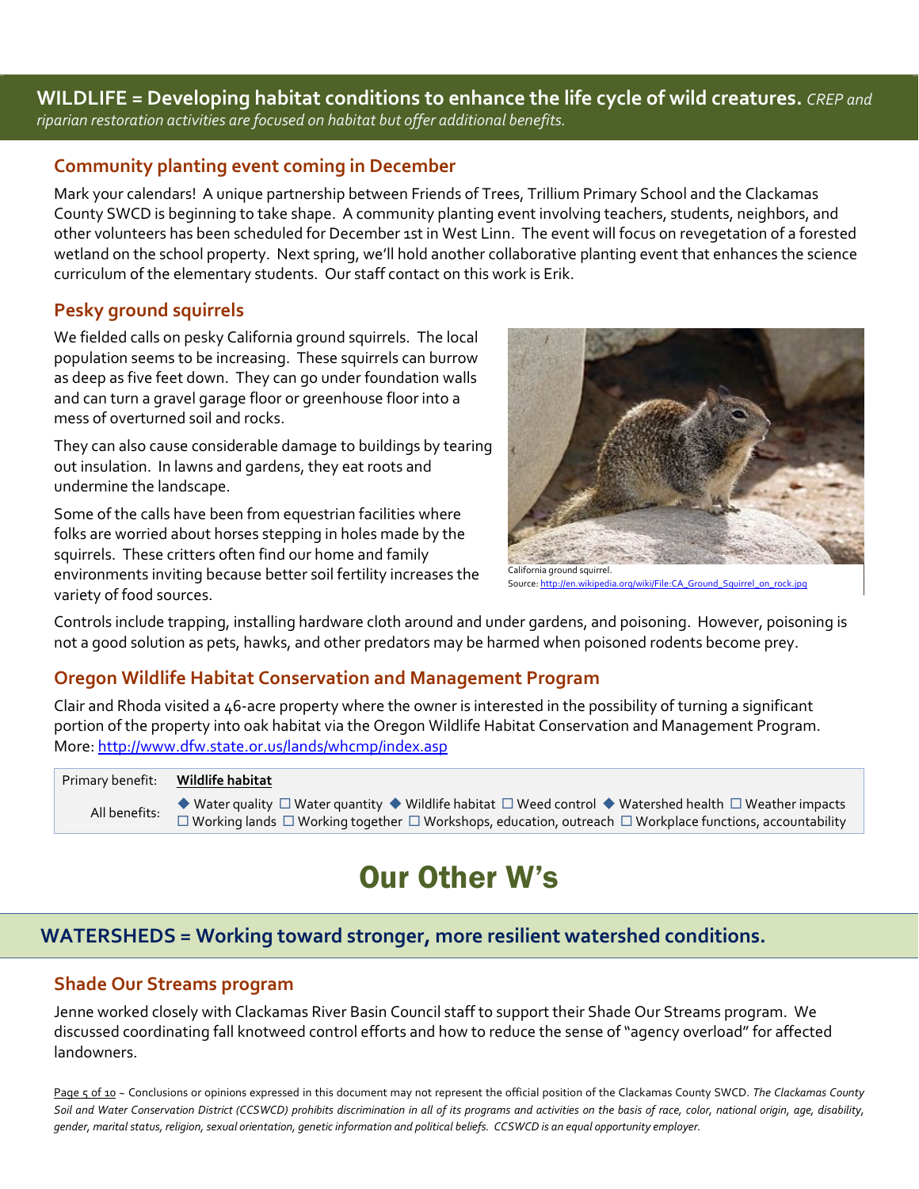## WILDLIFE = Developing habitat conditions to enhance the life cycle of wild creatures.

*CREP and riparian restoration activities are focused on habitat but offer additional benefits.*

### Community planting event coming in December

Mark your calendars! A unique partnership between Friends of Trees, Trillium Primary School and the Clackamas County SWCD is beginning to take shape. A community planting event involving teachers, students, neighbors, and other volunteers has been scheduled for December 1st in West Linn. The event will focus on revegetation of a forested wetland on the school property. Next spring, we'll hold another collaborative planting event that enhances the science curriculum of the elementary students. Our staff contact on this work is Erik.

### Pesky ground squirrels

We fielded calls on pesky California ground squirrels. The local population seems to be increasing. These squirrels can burrow as deep as five feet down. They can go under foundation walls and can turn a gravel garage floor or greenhouse floor into a mess of overturned soil and rocks.

They can also cause considerable damage to buildings by tearing out insulation. In lawns and gardens, they eat roots and undermine the landscape.

Some of the calls have been from equestrian facilities where folks are worried about horses stepping in holes made by the squirrels. These critters often find our home and family environments inviting because better soil fertility increases the variety of food sources.

California ground squirrel.
Source: http://en.wikipedia.org/wiki/File:CA_Ground_Squirrel_on_rock.jpg

Controls include trapping, installing hardware cloth around and under gardens, and poisoning. However, poisoning is not a good solution as pets, hawks, and other predators may be harmed when poisoned rodents become prey.

### Oregon Wildlife Habitat Conservation and Management Program

Clair and Rhoda visited a 46-acre property where the owner is interested in the possibility of turning a significant portion of the property into oak habitat via the Oregon Wildlife Habitat Conservation and Management Program. More: http://www.dfw.state.or.us/lands/whcmp/index.asp

| | |
|---|---|
| Primary benefit: | **Wildlife habitat** |
| All benefits: | ◆ Water quality ☐ Water quantity ◆ Wildlife habitat ☐ Weed control ◆ Watershed health ☐ Weather impacts ☐ Working lands ☐ Working together ☐ Workshops, education, outreach ☐ Workplace functions, accountability |

# Our Other W's

## WATERSHEDS = Working toward stronger, more resilient watershed conditions.

### Shade Our Streams program

Jenne worked closely with Clackamas River Basin Council staff to support their Shade Our Streams program. We discussed coordinating fall knotweed control efforts and how to reduce the sense of "agency overload" for affected landowners.

Conclusions or opinions expressed in this document may not represent the official position of the Clackamas County SWCD. *The Clackamas County Soil and Water Conservation District (CCSWCD) prohibits discrimination in all of its programs and activities on the basis of race, color, national origin, age, disability, gender, marital status, religion, sexual orientation, genetic information and political beliefs. CCSWCD is an equal opportunity employer.*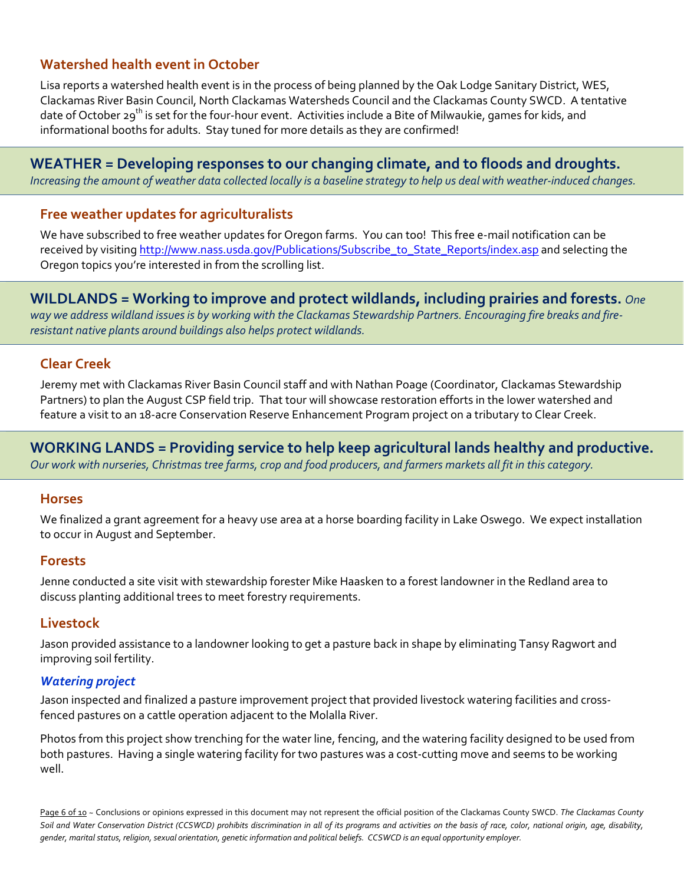### Watershed health event in October

Lisa reports a watershed health event is in the process of being planned by the Oak Lodge Sanitary District, WES, Clackamas River Basin Council, North Clackamas Watersheds Council and the Clackamas County SWCD. A tentative date of October 29th is set for the four-hour event. Activities include a Bite of Milwaukie, games for kids, and informational booths for adults. Stay tuned for more details as they are confirmed!

## WEATHER = Developing responses to our changing climate, and to floods and droughts.

*Increasing the amount of weather data collected locally is a baseline strategy to help us deal with weather-induced changes.*

### Free weather updates for agriculturalists

We have subscribed to free weather updates for Oregon farms. You can too! This free e-mail notification can be received by visiting http://www.nass.usda.gov/Publications/Subscribe_to_State_Reports/index.asp and selecting the Oregon topics you're interested in from the scrolling list.

## WILDLANDS = Working to improve and protect wildlands, including prairies and forests.

*One way we address wildland issues is by working with the Clackamas Stewardship Partners. Encouraging fire breaks and fire-resistant native plants around buildings also helps protect wildlands.*

### Clear Creek

Jeremy met with Clackamas River Basin Council staff and with Nathan Poage (Coordinator, Clackamas Stewardship Partners) to plan the August CSP field trip. That tour will showcase restoration efforts in the lower watershed and feature a visit to an 18-acre Conservation Reserve Enhancement Program project on a tributary to Clear Creek.

## WORKING LANDS = Providing service to help keep agricultural lands healthy and productive.

*Our work with nurseries, Christmas tree farms, crop and food producers, and farmers markets all fit in this category.*

### Horses

We finalized a grant agreement for a heavy use area at a horse boarding facility in Lake Oswego. We expect installation to occur in August and September.

### Forests

Jenne conducted a site visit with stewardship forester Mike Haasken to a forest landowner in the Redland area to discuss planting additional trees to meet forestry requirements.

### Livestock

Jason provided assistance to a landowner looking to get a pasture back in shape by eliminating Tansy Ragwort and improving soil fertility.

#### *Watering project*

Jason inspected and finalized a pasture improvement project that provided livestock watering facilities and cross-fenced pastures on a cattle operation adjacent to the Molalla River.

Photos from this project show trenching for the water line, fencing, and the watering facility designed to be used from both pastures. Having a single watering facility for two pastures was a cost-cutting move and seems to be working well.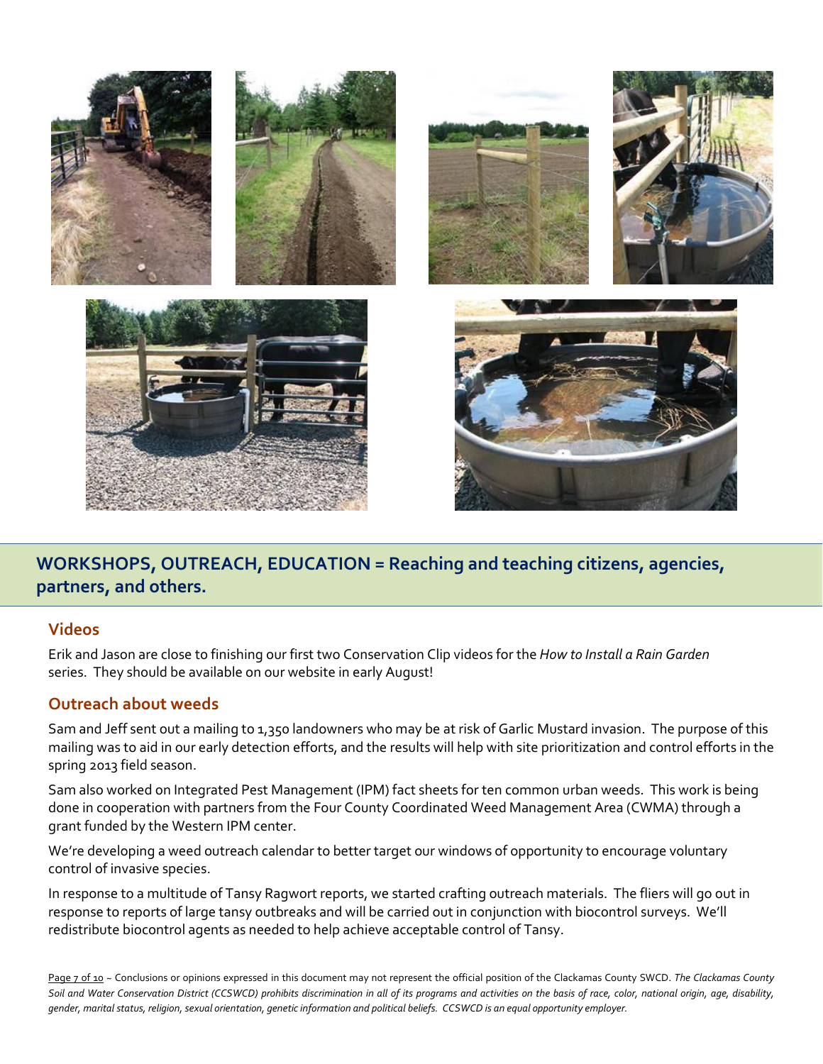## WORKSHOPS, OUTREACH, EDUCATION = Reaching and teaching citizens, agencies, partners, and others.

### Videos

Erik and Jason are close to finishing our first two Conservation Clip videos for the *How to Install a Rain Garden* series. They should be available on our website in early August!

### Outreach about weeds

Sam and Jeff sent out a mailing to 1,350 landowners who may be at risk of Garlic Mustard invasion. The purpose of this mailing was to aid in our early detection efforts, and the results will help with site prioritization and control efforts in the spring 2013 field season.

Sam also worked on Integrated Pest Management (IPM) fact sheets for ten common urban weeds. This work is being done in cooperation with partners from the Four County Coordinated Weed Management Area (CWMA) through a grant funded by the Western IPM center.

We're developing a weed outreach calendar to better target our windows of opportunity to encourage voluntary control of invasive species.

In response to a multitude of Tansy Ragwort reports, we started crafting outreach materials. The fliers will go out in response to reports of large tansy outbreaks and will be carried out in conjunction with biocontrol surveys. We'll redistribute biocontrol agents as needed to help achieve acceptable control of Tansy.

Conclusions or opinions expressed in this document may not represent the official position of the Clackamas County SWCD. *The Clackamas County Soil and Water Conservation District (CCSWCD) prohibits discrimination in all of its programs and activities on the basis of race, color, national origin, age, disability, gender, marital status, religion, sexual orientation, genetic information and political beliefs. CCSWCD is an equal opportunity employer.*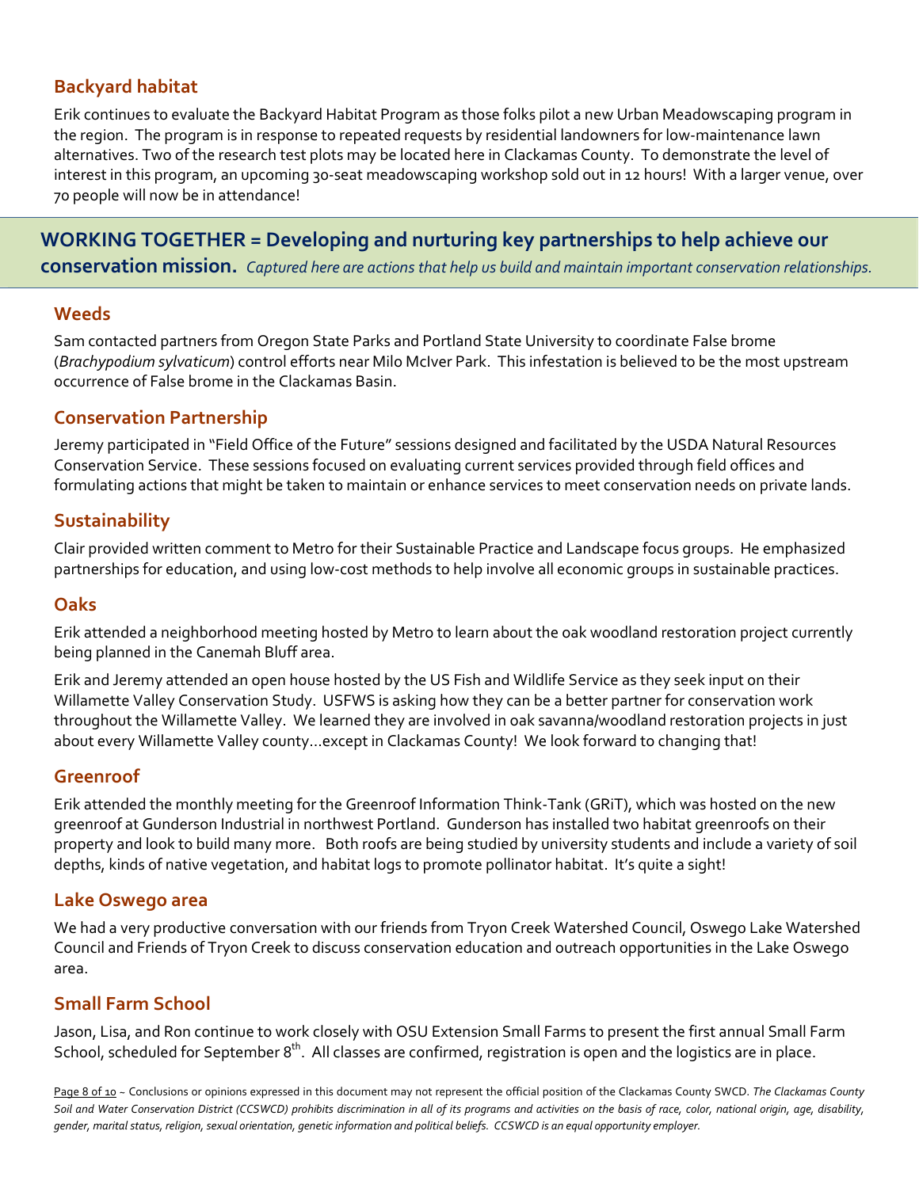## Backyard habitat

Erik continues to evaluate the Backyard Habitat Program as those folks pilot a new Urban Meadowscaping program in the region. The program is in response to repeated requests by residential landowners for low-maintenance lawn alternatives. Two of the research test plots may be located here in Clackamas County. To demonstrate the level of interest in this program, an upcoming 30-seat meadowscaping workshop sold out in 12 hours! With a larger venue, over 70 people will now be in attendance!

# WORKING TOGETHER = Developing and nurturing key partnerships to help achieve our conservation mission.

*Captured here are actions that help us build and maintain important conservation relationships.*

## Weeds

Sam contacted partners from Oregon State Parks and Portland State University to coordinate False brome (*Brachypodium sylvaticum*) control efforts near Milo McIver Park. This infestation is believed to be the most upstream occurrence of False brome in the Clackamas Basin.

## Conservation Partnership

Jeremy participated in "Field Office of the Future" sessions designed and facilitated by the USDA Natural Resources Conservation Service. These sessions focused on evaluating current services provided through field offices and formulating actions that might be taken to maintain or enhance services to meet conservation needs on private lands.

## Sustainability

Clair provided written comment to Metro for their Sustainable Practice and Landscape focus groups. He emphasized partnerships for education, and using low-cost methods to help involve all economic groups in sustainable practices.

## Oaks

Erik attended a neighborhood meeting hosted by Metro to learn about the oak woodland restoration project currently being planned in the Canemah Bluff area.

Erik and Jeremy attended an open house hosted by the US Fish and Wildlife Service as they seek input on their Willamette Valley Conservation Study. USFWS is asking how they can be a better partner for conservation work throughout the Willamette Valley. We learned they are involved in oak savanna/woodland restoration projects in just about every Willamette Valley county…except in Clackamas County! We look forward to changing that!

## Greenroof

Erik attended the monthly meeting for the Greenroof Information Think-Tank (GRiT), which was hosted on the new greenroof at Gunderson Industrial in northwest Portland. Gunderson has installed two habitat greenroofs on their property and look to build many more. Both roofs are being studied by university students and include a variety of soil depths, kinds of native vegetation, and habitat logs to promote pollinator habitat. It's quite a sight!

## Lake Oswego area

We had a very productive conversation with our friends from Tryon Creek Watershed Council, Oswego Lake Watershed Council and Friends of Tryon Creek to discuss conservation education and outreach opportunities in the Lake Oswego area.

## Small Farm School

Jason, Lisa, and Ron continue to work closely with OSU Extension Small Farms to present the first annual Small Farm School, scheduled for September 8th. All classes are confirmed, registration is open and the logistics are in place.

Conclusions or opinions expressed in this document may not represent the official position of the Clackamas County SWCD. *The Clackamas County Soil and Water Conservation District (CCSWCD) prohibits discrimination in all of its programs and activities on the basis of race, color, national origin, age, disability, gender, marital status, religion, sexual orientation, genetic information and political beliefs. CCSWCD is an equal opportunity employer.*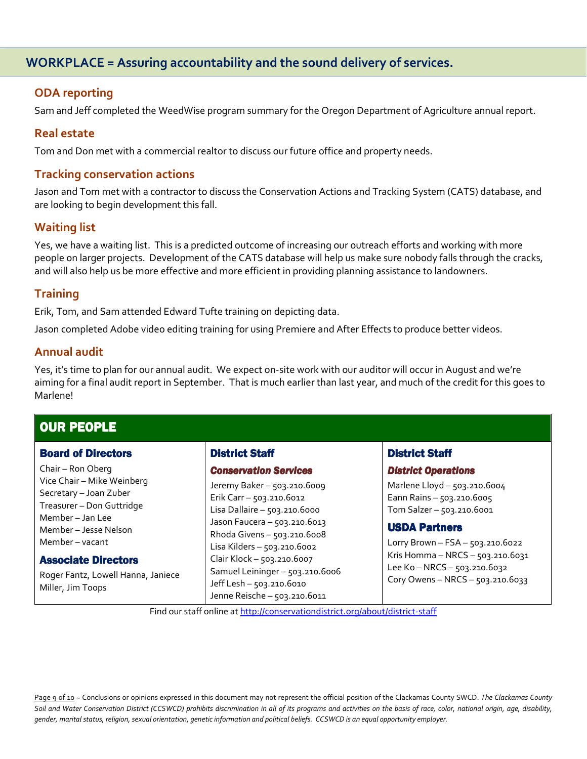## WORKPLACE = Assuring accountability and the sound delivery of services.

### ODA reporting

Sam and Jeff completed the WeedWise program summary for the Oregon Department of Agriculture annual report.

### Real estate

Tom and Don met with a commercial realtor to discuss our future office and property needs.

### Tracking conservation actions

Jason and Tom met with a contractor to discuss the Conservation Actions and Tracking System (CATS) database, and are looking to begin development this fall.

### Waiting list

Yes, we have a waiting list. This is a predicted outcome of increasing our outreach efforts and working with more people on larger projects. Development of the CATS database will help us make sure nobody falls through the cracks, and will also help us be more effective and more efficient in providing planning assistance to landowners.

### Training

Erik, Tom, and Sam attended Edward Tufte training on depicting data.

Jason completed Adobe video editing training for using Premiere and After Effects to produce better videos.

### Annual audit

Yes, it's time to plan for our annual audit. We expect on-site work with our auditor will occur in August and we're aiming for a final audit report in September. That is much earlier than last year, and much of the credit for this goes to Marlene!

## OUR PEOPLE

### Board of Directors

Chair – Ron Oberg
Vice Chair – Mike Weinberg
Secretary – Joan Zuber
Treasurer – Don Guttridge
Member – Jan Lee
Member – Jesse Nelson
Member – vacant

### Associate Directors

Roger Fantz, Lowell Hanna, Janiece Miller, Jim Toops

### District Staff

#### *Conservation Services*

Jeremy Baker – 503.210.6009
Erik Carr – 503.210.6012
Lisa Dallaire – 503.210.6000
Jason Faucera – 503.210.6013
Rhoda Givens – 503.210.6008
Lisa Kilders – 503.210.6002
Clair Klock – 503.210.6007
Samuel Leininger – 503.210.6006
Jeff Lesh – 503.210.6010
Jenne Reische – 503.210.6011

### District Staff

#### *District Operations*

Marlene Lloyd – 503.210.6004
Eann Rains – 503.210.6005
Tom Salzer – 503.210.6001

### USDA Partners

Lorry Brown – FSA – 503.210.6022
Kris Homma – NRCS – 503.210.6031
Lee Ko – NRCS – 503.210.6032
Cory Owens – NRCS – 503.210.6033

Find our staff online at http://conservationdistrict.org/about/district-staff

Conclusions or opinions expressed in this document may not represent the official position of the Clackamas County SWCD. *The Clackamas County Soil and Water Conservation District (CCSWCD) prohibits discrimination in all of its programs and activities on the basis of race, color, national origin, age, disability, gender, marital status, religion, sexual orientation, genetic information and political beliefs. CCSWCD is an equal opportunity employer.*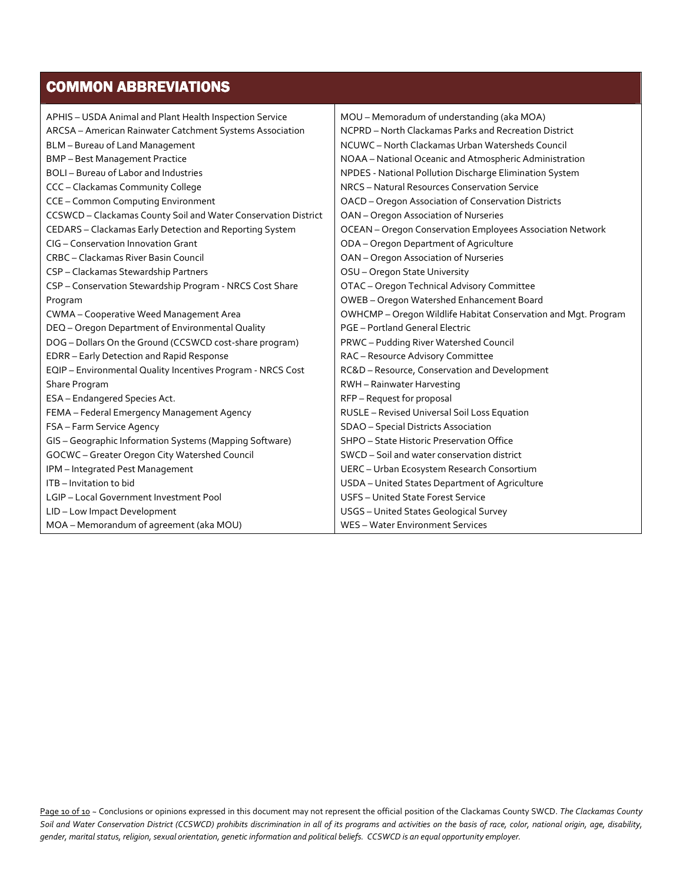## COMMON ABBREVIATIONS

APHIS – USDA Animal and Plant Health Inspection Service
ARCSA – American Rainwater Catchment Systems Association
BLM – Bureau of Land Management
BMP – Best Management Practice
BOLI – Bureau of Labor and Industries
CCC – Clackamas Community College
CCE – Common Computing Environment
CCSWCD – Clackamas County Soil and Water Conservation District
CEDARS – Clackamas Early Detection and Reporting System
CIG – Conservation Innovation Grant
CRBC – Clackamas River Basin Council
CSP – Clackamas Stewardship Partners
CSP – Conservation Stewardship Program - NRCS Cost Share Program
CWMA – Cooperative Weed Management Area
DEQ – Oregon Department of Environmental Quality
DOG – Dollars On the Ground (CCSWCD cost-share program)
EDRR – Early Detection and Rapid Response
EQIP – Environmental Quality Incentives Program - NRCS Cost Share Program
ESA – Endangered Species Act.
FEMA – Federal Emergency Management Agency
FSA – Farm Service Agency
GIS – Geographic Information Systems (Mapping Software)
GOCWC – Greater Oregon City Watershed Council
IPM – Integrated Pest Management
ITB – Invitation to bid
LGIP – Local Government Investment Pool
LID – Low Impact Development
MOA – Memorandum of agreement (aka MOU)
MOU – Memoradum of understanding (aka MOA)
NCPRD – North Clackamas Parks and Recreation District
NCUWC – North Clackamas Urban Watersheds Council
NOAA – National Oceanic and Atmospheric Administration
NPDES - National Pollution Discharge Elimination System
NRCS – Natural Resources Conservation Service
OACD – Oregon Association of Conservation Districts
OAN – Oregon Association of Nurseries
OCEAN – Oregon Conservation Employees Association Network
ODA – Oregon Department of Agriculture
OAN – Oregon Association of Nurseries
OSU – Oregon State University
OTAC – Oregon Technical Advisory Committee
OWEB – Oregon Watershed Enhancement Board
OWHCMP – Oregon Wildlife Habitat Conservation and Mgt. Program
PGE – Portland General Electric
PRWC – Pudding River Watershed Council
RAC – Resource Advisory Committee
RC&D – Resource, Conservation and Development
RWH – Rainwater Harvesting
RFP – Request for proposal
RUSLE – Revised Universal Soil Loss Equation
SDAO – Special Districts Association
SHPO – State Historic Preservation Office
SWCD – Soil and water conservation district
UERC – Urban Ecosystem Research Consortium
USDA – United States Department of Agriculture
USFS – United State Forest Service
USGS – United States Geological Survey
WES – Water Environment Services

Conclusions or opinions expressed in this document may not represent the official position of the Clackamas County SWCD. *The Clackamas County Soil and Water Conservation District (CCSWCD) prohibits discrimination in all of its programs and activities on the basis of race, color, national origin, age, disability, gender, marital status, religion, sexual orientation, genetic information and political beliefs. CCSWCD is an equal opportunity employer.*